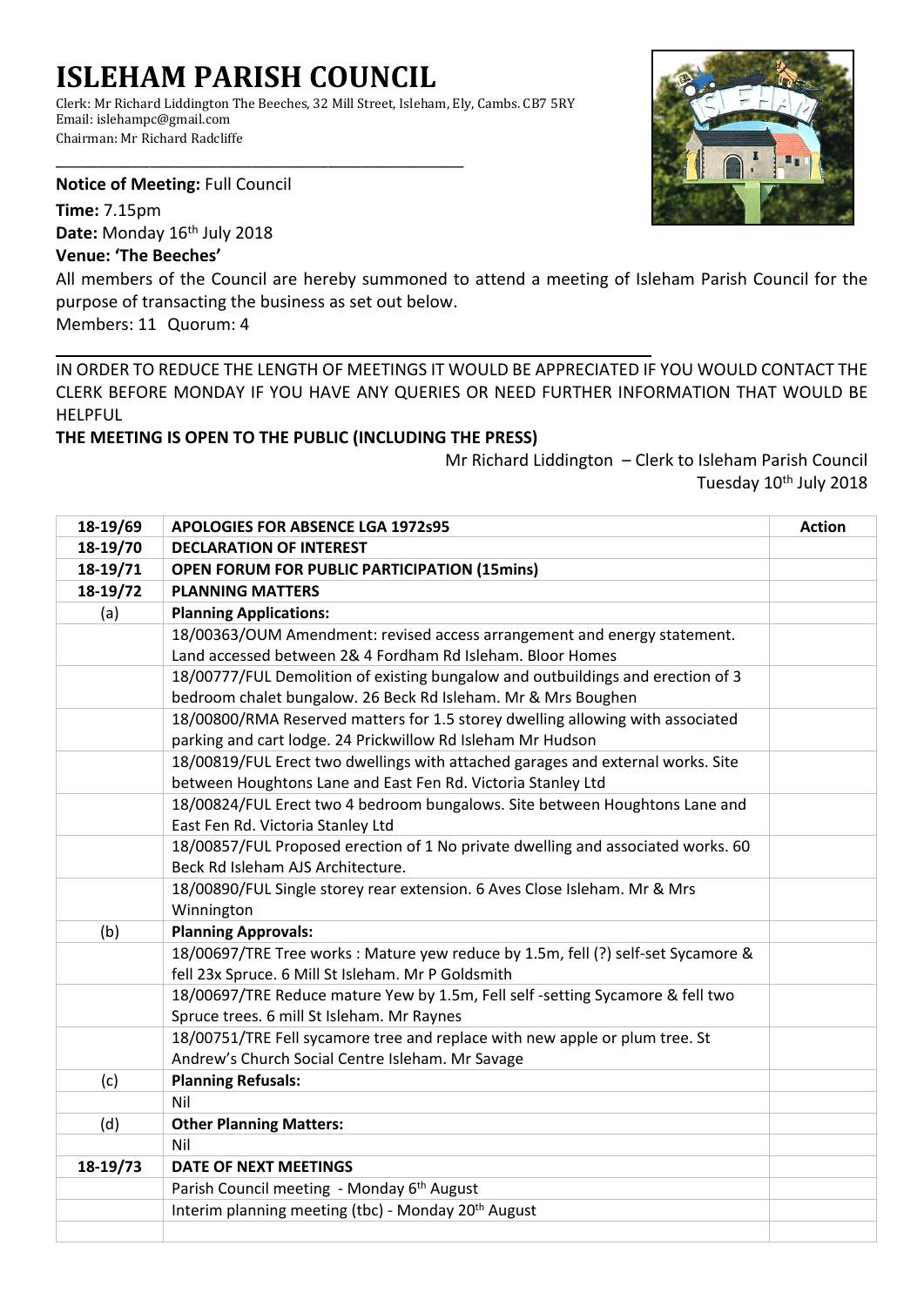# ISLEHAM PARISH COUNCIL

Clerk: Mr Richard Liddington The Beeches, 32 Mill Street, Isleham, Ely, Cambs. CB7 5RY
Email: islehampc@gmail.com
Chairman: Mr Richard Radcliffe

**Notice of Meeting:** Full Council

**Time:** 7.15pm
**Date:** Monday 16th July 2018
**Venue: 'The Beeches'**

All members of the Council are hereby summoned to attend a meeting of Isleham Parish Council for the purpose of transacting the business as set out below.
Members: 11 Quorum: 4

IN ORDER TO REDUCE THE LENGTH OF MEETINGS IT WOULD BE APPRECIATED IF YOU WOULD CONTACT THE CLERK BEFORE MONDAY IF YOU HAVE ANY QUERIES OR NEED FURTHER INFORMATION THAT WOULD BE HELPFUL

**THE MEETING IS OPEN TO THE PUBLIC (INCLUDING THE PRESS)**

Mr Richard Liddington – Clerk to Isleham Parish Council
Tuesday 10th July 2018

| | | |
|---|---|---|
| **18-19/69** | **APOLOGIES FOR ABSENCE LGA 1972s95** | **Action** |
| **18-19/70** | **DECLARATION OF INTEREST** | |
| **18-19/71** | **OPEN FORUM FOR PUBLIC PARTICIPATION (15mins)** | |
| **18-19/72** | **PLANNING MATTERS** | |
| (a) | **Planning Applications:** | |
| | 18/00363/OUM Amendment: revised access arrangement and energy statement. Land accessed between 2& 4 Fordham Rd Isleham. Bloor Homes | |
| | 18/00777/FUL Demolition of existing bungalow and outbuildings and erection of 3 bedroom chalet bungalow. 26 Beck Rd Isleham. Mr & Mrs Boughen | |
| | 18/00800/RMA Reserved matters for 1.5 storey dwelling allowing with associated parking and cart lodge. 24 Prickwillow Rd Isleham Mr Hudson | |
| | 18/00819/FUL Erect two dwellings with attached garages and external works. Site between Houghtons Lane and East Fen Rd. Victoria Stanley Ltd | |
| | 18/00824/FUL Erect two 4 bedroom bungalows. Site between Houghtons Lane and East Fen Rd. Victoria Stanley Ltd | |
| | 18/00857/FUL Proposed erection of 1 No private dwelling and associated works. 60 Beck Rd Isleham AJS Architecture. | |
| | 18/00890/FUL Single storey rear extension. 6 Aves Close Isleham. Mr & Mrs Winnington | |
| (b) | **Planning Approvals:** | |
| | 18/00697/TRE Tree works : Mature yew reduce by 1.5m, fell (?) self-set Sycamore & fell 23x Spruce. 6 Mill St Isleham. Mr P Goldsmith | |
| | 18/00697/TRE Reduce mature Yew by 1.5m, Fell self -setting Sycamore & fell two Spruce trees. 6 mill St Isleham. Mr Raynes | |
| | 18/00751/TRE Fell sycamore tree and replace with new apple or plum tree. St Andrew's Church Social Centre Isleham. Mr Savage | |
| (c) | **Planning Refusals:** | |
| | Nil | |
| (d) | **Other Planning Matters:** | |
| | Nil | |
| **18-19/73** | **DATE OF NEXT MEETINGS** | |
| | Parish Council meeting - Monday 6th August | |
| | Interim planning meeting (tbc) - Monday 20th August | |
| | | |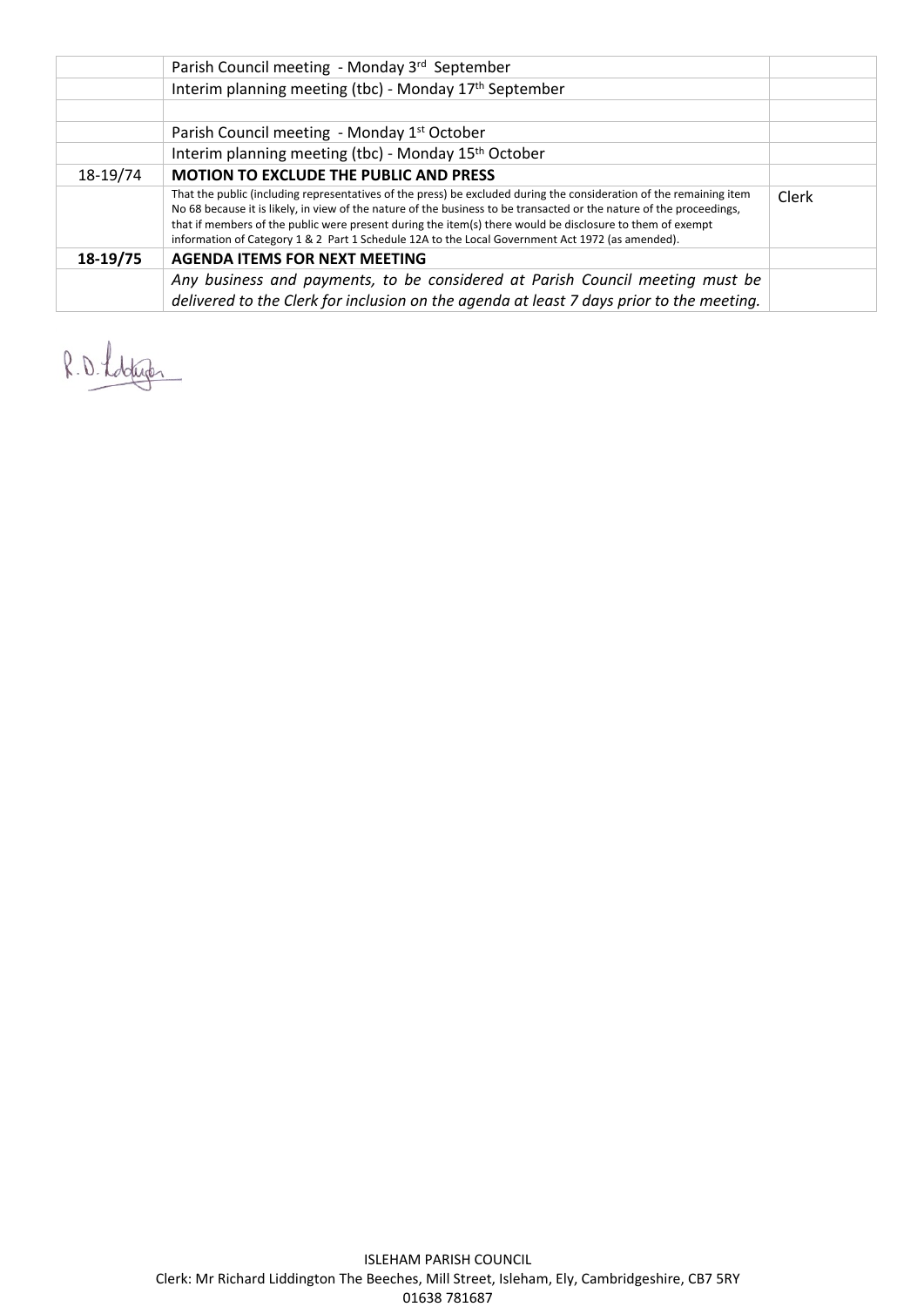| | | |
|---|---|---|
| | Parish Council meeting - Monday 3rd September | |
| | Interim planning meeting (tbc) - Monday 17th September | |
| | | |
| | Parish Council meeting - Monday 1st October | |
| | Interim planning meeting (tbc) - Monday 15th October | |
| 18-19/74 | **MOTION TO EXCLUDE THE PUBLIC AND PRESS** | |
| | That the public (including representatives of the press) be excluded during the consideration of the remaining item No 68 because it is likely, in view of the nature of the business to be transacted or the nature of the proceedings, that if members of the public were present during the item(s) there would be disclosure to them of exempt information of Category 1 & 2 Part 1 Schedule 12A to the Local Government Act 1972 (as amended). | Clerk |
| **18-19/75** | **AGENDA ITEMS FOR NEXT MEETING** | |
| | *Any business and payments, to be considered at Parish Council meeting must be delivered to the Clerk for inclusion on the agenda at least 7 days prior to the meeting.* | |

R. D. Liddington

ISLEHAM PARISH COUNCIL
Clerk: Mr Richard Liddington The Beeches, Mill Street, Isleham, Ely, Cambridgeshire, CB7 5RY
01638 781687